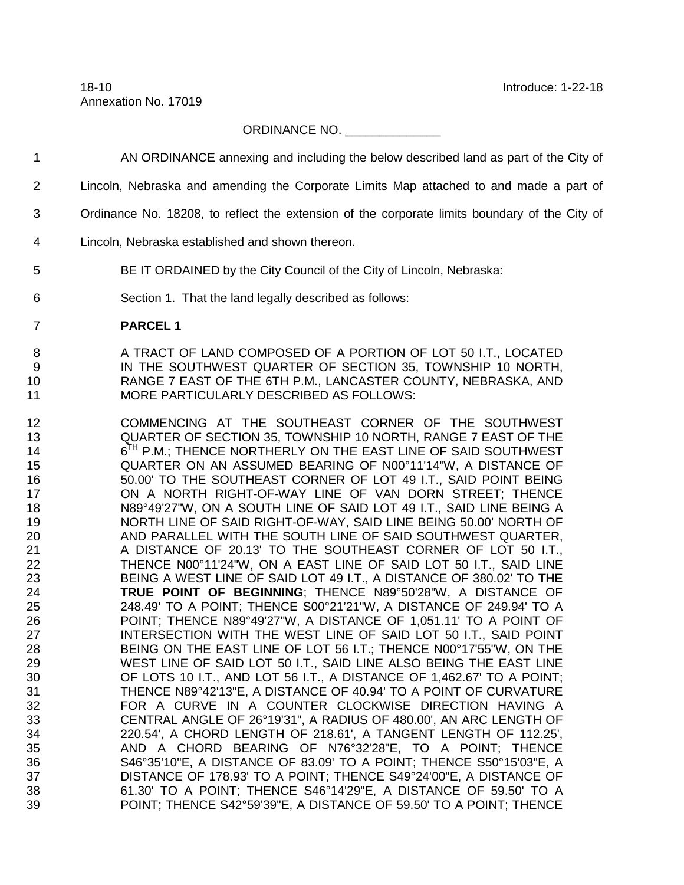18-10
Annexation No. 17019

Introduce: 1-22-18

ORDINANCE NO. ______________

AN ORDINANCE annexing and including the below described land as part of the City of Lincoln, Nebraska and amending the Corporate Limits Map attached to and made a part of Ordinance No. 18208, to reflect the extension of the corporate limits boundary of the City of Lincoln, Nebraska established and shown thereon.

BE IT ORDAINED by the City Council of the City of Lincoln, Nebraska:

Section 1. That the land legally described as follows:

**PARCEL 1**

A TRACT OF LAND COMPOSED OF A PORTION OF LOT 50 I.T., LOCATED IN THE SOUTHWEST QUARTER OF SECTION 35, TOWNSHIP 10 NORTH, RANGE 7 EAST OF THE 6TH P.M., LANCASTER COUNTY, NEBRASKA, AND MORE PARTICULARLY DESCRIBED AS FOLLOWS:

COMMENCING AT THE SOUTHEAST CORNER OF THE SOUTHWEST QUARTER OF SECTION 35, TOWNSHIP 10 NORTH, RANGE 7 EAST OF THE 6TH P.M.; THENCE NORTHERLY ON THE EAST LINE OF SAID SOUTHWEST QUARTER ON AN ASSUMED BEARING OF N00°11'14"W, A DISTANCE OF 50.00' TO THE SOUTHEAST CORNER OF LOT 49 I.T., SAID POINT BEING ON A NORTH RIGHT-OF-WAY LINE OF VAN DORN STREET; THENCE N89°49'27"W, ON A SOUTH LINE OF SAID LOT 49 I.T., SAID LINE BEING A NORTH LINE OF SAID RIGHT-OF-WAY, SAID LINE BEING 50.00' NORTH OF AND PARALLEL WITH THE SOUTH LINE OF SAID SOUTHWEST QUARTER, A DISTANCE OF 20.13' TO THE SOUTHEAST CORNER OF LOT 50 I.T., THENCE N00°11'24"W, ON A EAST LINE OF SAID LOT 50 I.T., SAID LINE BEING A WEST LINE OF SAID LOT 49 I.T., A DISTANCE OF 380.02' TO **THE TRUE POINT OF BEGINNING**; THENCE N89°50'28"W, A DISTANCE OF 248.49' TO A POINT; THENCE S00°21'21"W, A DISTANCE OF 249.94' TO A POINT; THENCE N89°49'27"W, A DISTANCE OF 1,051.11' TO A POINT OF INTERSECTION WITH THE WEST LINE OF SAID LOT 50 I.T., SAID POINT BEING ON THE EAST LINE OF LOT 56 I.T.; THENCE N00°17'55"W, ON THE WEST LINE OF SAID LOT 50 I.T., SAID LINE ALSO BEING THE EAST LINE OF LOTS 10 I.T., AND LOT 56 I.T., A DISTANCE OF 1,462.67' TO A POINT; THENCE N89°42'13"E, A DISTANCE OF 40.94' TO A POINT OF CURVATURE FOR A CURVE IN A COUNTER CLOCKWISE DIRECTION HAVING A CENTRAL ANGLE OF 26°19'31", A RADIUS OF 480.00', AN ARC LENGTH OF 220.54', A CHORD LENGTH OF 218.61', A TANGENT LENGTH OF 112.25', AND A CHORD BEARING OF N76°32'28"E, TO A POINT; THENCE S46°35'10"E, A DISTANCE OF 83.09' TO A POINT; THENCE S50°15'03"E, A DISTANCE OF 178.93' TO A POINT; THENCE S49°24'00"E, A DISTANCE OF 61.30' TO A POINT; THENCE S46°14'29"E, A DISTANCE OF 59.50' TO A POINT; THENCE S42°59'39"E, A DISTANCE OF 59.50' TO A POINT; THENCE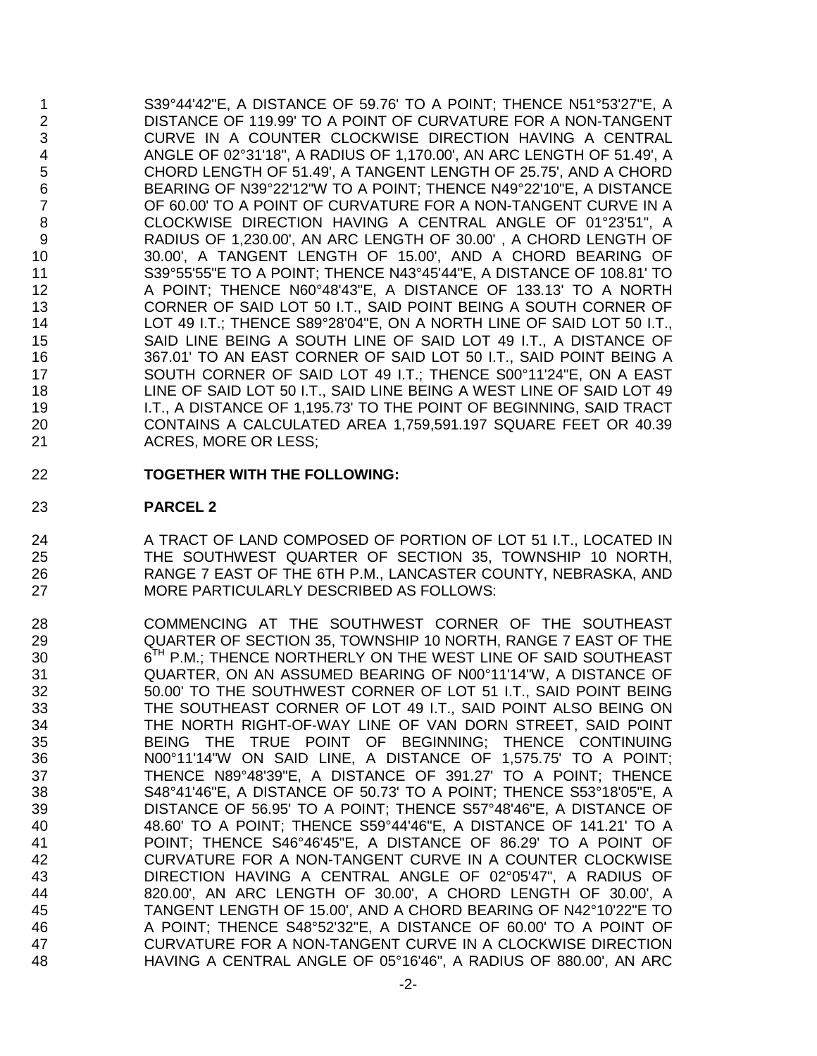S39°44'42"E, A DISTANCE OF 59.76' TO A POINT; THENCE N51°53'27"E, A DISTANCE OF 119.99' TO A POINT OF CURVATURE FOR A NON-TANGENT CURVE IN A COUNTER CLOCKWISE DIRECTION HAVING A CENTRAL ANGLE OF 02°31'18", A RADIUS OF 1,170.00', AN ARC LENGTH OF 51.49', A CHORD LENGTH OF 51.49', A TANGENT LENGTH OF 25.75', AND A CHORD BEARING OF N39°22'12"W TO A POINT; THENCE N49°22'10"E, A DISTANCE OF 60.00' TO A POINT OF CURVATURE FOR A NON-TANGENT CURVE IN A CLOCKWISE DIRECTION HAVING A CENTRAL ANGLE OF 01°23'51", A RADIUS OF 1,230.00', AN ARC LENGTH OF 30.00' , A CHORD LENGTH OF 30.00', A TANGENT LENGTH OF 15.00', AND A CHORD BEARING OF S39°55'55"E TO A POINT; THENCE N43°45'44"E, A DISTANCE OF 108.81' TO A POINT; THENCE N60°48'43"E, A DISTANCE OF 133.13' TO A NORTH CORNER OF SAID LOT 50 I.T., SAID POINT BEING A SOUTH CORNER OF LOT 49 I.T.; THENCE S89°28'04"E, ON A NORTH LINE OF SAID LOT 50 I.T., SAID LINE BEING A SOUTH LINE OF SAID LOT 49 I.T., A DISTANCE OF 367.01' TO AN EAST CORNER OF SAID LOT 50 I.T., SAID POINT BEING A SOUTH CORNER OF SAID LOT 49 I.T.; THENCE S00°11'24"E, ON A EAST LINE OF SAID LOT 50 I.T., SAID LINE BEING A WEST LINE OF SAID LOT 49 I.T., A DISTANCE OF 1,195.73' TO THE POINT OF BEGINNING, SAID TRACT CONTAINS A CALCULATED AREA 1,759,591.197 SQUARE FEET OR 40.39 ACRES, MORE OR LESS;

**TOGETHER WITH THE FOLLOWING:**

**PARCEL 2**

A TRACT OF LAND COMPOSED OF PORTION OF LOT 51 I.T., LOCATED IN THE SOUTHWEST QUARTER OF SECTION 35, TOWNSHIP 10 NORTH, RANGE 7 EAST OF THE 6TH P.M., LANCASTER COUNTY, NEBRASKA, AND MORE PARTICULARLY DESCRIBED AS FOLLOWS:

COMMENCING AT THE SOUTHWEST CORNER OF THE SOUTHEAST QUARTER OF SECTION 35, TOWNSHIP 10 NORTH, RANGE 7 EAST OF THE 6TH P.M.; THENCE NORTHERLY ON THE WEST LINE OF SAID SOUTHEAST QUARTER, ON AN ASSUMED BEARING OF N00°11'14"W, A DISTANCE OF 50.00' TO THE SOUTHWEST CORNER OF LOT 51 I.T., SAID POINT BEING THE SOUTHEAST CORNER OF LOT 49 I.T., SAID POINT ALSO BEING ON THE NORTH RIGHT-OF-WAY LINE OF VAN DORN STREET, SAID POINT BEING THE TRUE POINT OF BEGINNING; THENCE CONTINUING N00°11'14"W ON SAID LINE, A DISTANCE OF 1,575.75' TO A POINT; THENCE N89°48'39"E, A DISTANCE OF 391.27' TO A POINT; THENCE S48°41'46"E, A DISTANCE OF 50.73' TO A POINT; THENCE S53°18'05"E, A DISTANCE OF 56.95' TO A POINT; THENCE S57°48'46"E, A DISTANCE OF 48.60' TO A POINT; THENCE S59°44'46"E, A DISTANCE OF 141.21' TO A POINT; THENCE S46°46'45"E, A DISTANCE OF 86.29' TO A POINT OF CURVATURE FOR A NON-TANGENT CURVE IN A COUNTER CLOCKWISE DIRECTION HAVING A CENTRAL ANGLE OF 02°05'47", A RADIUS OF 820.00', AN ARC LENGTH OF 30.00', A CHORD LENGTH OF 30.00', A TANGENT LENGTH OF 15.00', AND A CHORD BEARING OF N42°10'22"E TO A POINT; THENCE S48°52'32"E, A DISTANCE OF 60.00' TO A POINT OF CURVATURE FOR A NON-TANGENT CURVE IN A CLOCKWISE DIRECTION HAVING A CENTRAL ANGLE OF 05°16'46", A RADIUS OF 880.00', AN ARC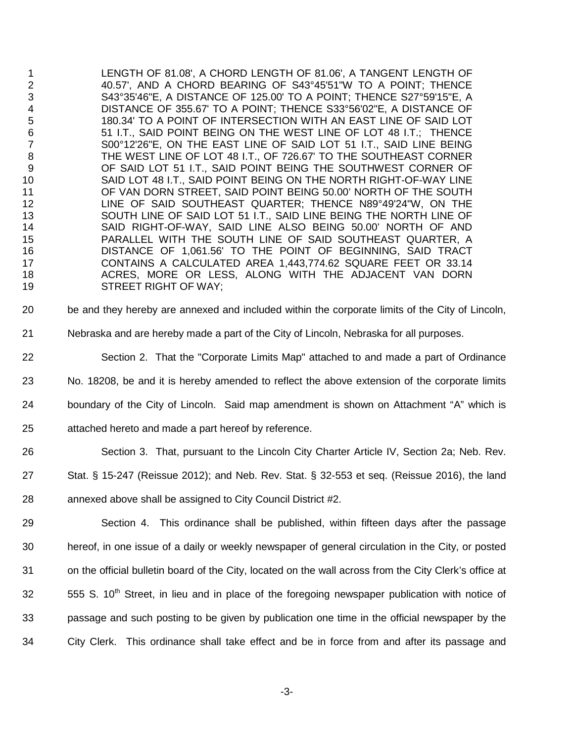LENGTH OF 81.08', A CHORD LENGTH OF 81.06', A TANGENT LENGTH OF 40.57', AND A CHORD BEARING OF S43°45'51"W TO A POINT; THENCE S43°35'46"E, A DISTANCE OF 125.00' TO A POINT; THENCE S27°59'15"E, A DISTANCE OF 355.67' TO A POINT; THENCE S33°56'02"E, A DISTANCE OF 180.34' TO A POINT OF INTERSECTION WITH AN EAST LINE OF SAID LOT 51 I.T., SAID POINT BEING ON THE WEST LINE OF LOT 48 I.T.; THENCE S00°12'26"E, ON THE EAST LINE OF SAID LOT 51 I.T., SAID LINE BEING THE WEST LINE OF LOT 48 I.T., OF 726.67' TO THE SOUTHEAST CORNER OF SAID LOT 51 I.T., SAID POINT BEING THE SOUTHWEST CORNER OF SAID LOT 48 I.T., SAID POINT BEING ON THE NORTH RIGHT-OF-WAY LINE OF VAN DORN STREET, SAID POINT BEING 50.00' NORTH OF THE SOUTH LINE OF SAID SOUTHEAST QUARTER; THENCE N89°49'24"W, ON THE SOUTH LINE OF SAID LOT 51 I.T., SAID LINE BEING THE NORTH LINE OF SAID RIGHT-OF-WAY, SAID LINE ALSO BEING 50.00' NORTH OF AND PARALLEL WITH THE SOUTH LINE OF SAID SOUTHEAST QUARTER, A DISTANCE OF 1,061.56' TO THE POINT OF BEGINNING, SAID TRACT CONTAINS A CALCULATED AREA 1,443,774.62 SQUARE FEET OR 33.14 ACRES, MORE OR LESS, ALONG WITH THE ADJACENT VAN DORN STREET RIGHT OF WAY;

be and they hereby are annexed and included within the corporate limits of the City of Lincoln, Nebraska and are hereby made a part of the City of Lincoln, Nebraska for all purposes.

Section 2. That the "Corporate Limits Map" attached to and made a part of Ordinance No. 18208, be and it is hereby amended to reflect the above extension of the corporate limits boundary of the City of Lincoln. Said map amendment is shown on Attachment "A" which is attached hereto and made a part hereof by reference.

Section 3. That, pursuant to the Lincoln City Charter Article IV, Section 2a; Neb. Rev. Stat. § 15-247 (Reissue 2012); and Neb. Rev. Stat. § 32-553 et seq. (Reissue 2016), the land annexed above shall be assigned to City Council District #2.

Section 4. This ordinance shall be published, within fifteen days after the passage hereof, in one issue of a daily or weekly newspaper of general circulation in the City, or posted on the official bulletin board of the City, located on the wall across from the City Clerk's office at 555 S. 10th Street, in lieu and in place of the foregoing newspaper publication with notice of passage and such posting to be given by publication one time in the official newspaper by the City Clerk. This ordinance shall take effect and be in force from and after its passage and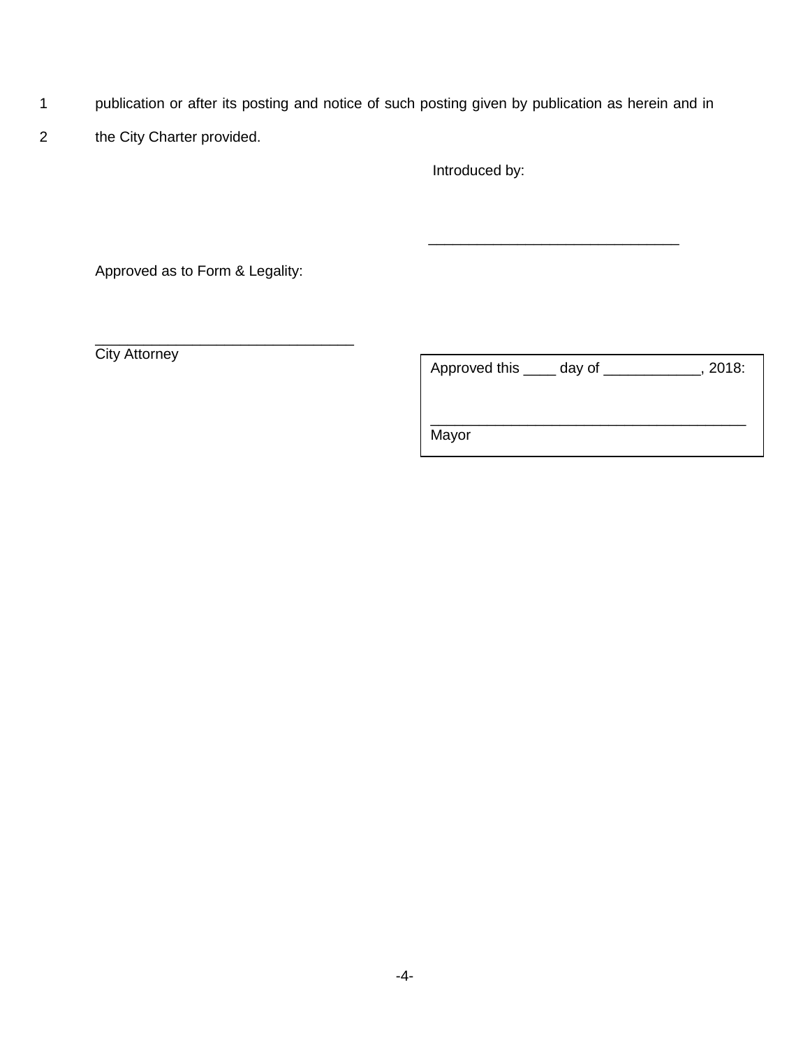1 publication or after its posting and notice of such posting given by publication as herein and in

2 the City Charter provided.

Introduced by:

_______________________________

Approved as to Form & Legality:

________________________________
City Attorney

Approved this ____ day of ____________, 2018:

_______________________________________
Mayor